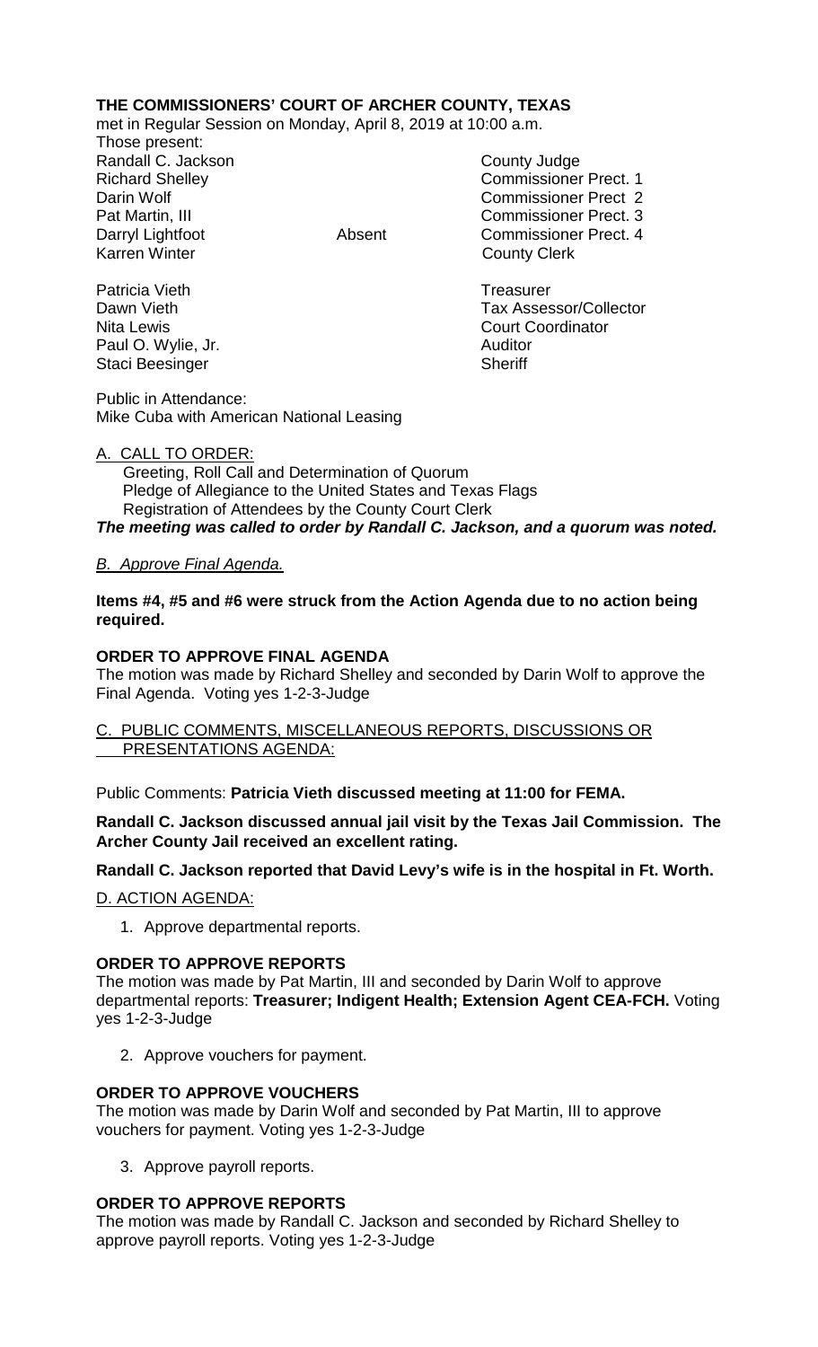**THE COMMISSIONERS' COURT OF ARCHER COUNTY, TEXAS**

met in Regular Session on Monday, April 8, 2019 at 10:00 a.m.

Those present:

| | | |
|---|---|---|
| Randall C. Jackson | | County Judge |
| Richard Shelley | | Commissioner Prect. 1 |
| Darin Wolf | | Commissioner Prect 2 |
| Pat Martin, III | | Commissioner Prect. 3 |
| Darryl Lightfoot | Absent | Commissioner Prect. 4 |
| Karren Winter | | County Clerk |
| | | |
| Patricia Vieth | | Treasurer |
| Dawn Vieth | | Tax Assessor/Collector |
| Nita Lewis | | Court Coordinator |
| Paul O. Wylie, Jr. | | Auditor |
| Staci Beesinger | | Sheriff |

Public in Attendance:
Mike Cuba with American National Leasing

A. CALL TO ORDER:

Greeting, Roll Call and Determination of Quorum
Pledge of Allegiance to the United States and Texas Flags
Registration of Attendees by the County Court Clerk

***The meeting was called to order by Randall C. Jackson, and a quorum was noted.***

*B. Approve Final Agenda.*

**Items #4, #5 and #6 were struck from the Action Agenda due to no action being required.**

**ORDER TO APPROVE FINAL AGENDA**

The motion was made by Richard Shelley and seconded by Darin Wolf to approve the Final Agenda. Voting yes 1-2-3-Judge

C. PUBLIC COMMENTS, MISCELLANEOUS REPORTS, DISCUSSIONS OR PRESENTATIONS AGENDA:

Public Comments: **Patricia Vieth discussed meeting at 11:00 for FEMA.**

**Randall C. Jackson discussed annual jail visit by the Texas Jail Commission. The Archer County Jail received an excellent rating.**

**Randall C. Jackson reported that David Levy's wife is in the hospital in Ft. Worth.**

D. ACTION AGENDA:

1. Approve departmental reports.

**ORDER TO APPROVE REPORTS**

The motion was made by Pat Martin, III and seconded by Darin Wolf to approve departmental reports: **Treasurer; Indigent Health; Extension Agent CEA-FCH.** Voting yes 1-2-3-Judge

2. Approve vouchers for payment.

**ORDER TO APPROVE VOUCHERS**

The motion was made by Darin Wolf and seconded by Pat Martin, III to approve vouchers for payment. Voting yes 1-2-3-Judge

3. Approve payroll reports.

**ORDER TO APPROVE REPORTS**

The motion was made by Randall C. Jackson and seconded by Richard Shelley to approve payroll reports. Voting yes 1-2-3-Judge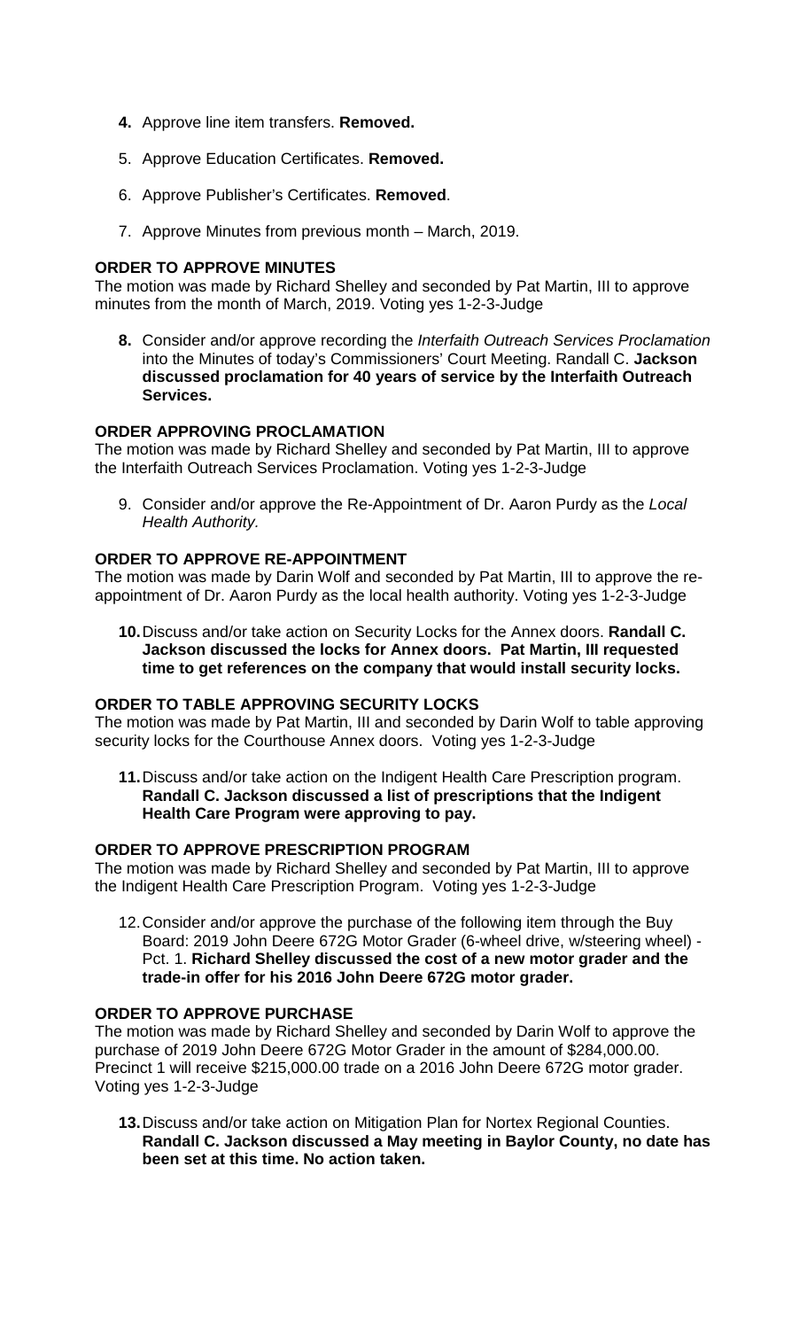4. **Approve line item transfers. Removed.**

5. Approve Education Certificates. **Removed.**

6. Approve Publisher's Certificates. **Removed**.

7. Approve Minutes from previous month – March, 2019.

**ORDER TO APPROVE MINUTES**
The motion was made by Richard Shelley and seconded by Pat Martin, III to approve minutes from the month of March, 2019. Voting yes 1-2-3-Judge

8. **Consider and/or approve recording the** *Interfaith Outreach Services Proclamation* into the Minutes of today's Commissioners' Court Meeting. Randall C. **Jackson discussed proclamation for 40 years of service by the Interfaith Outreach Services.**

**ORDER APPROVING PROCLAMATION**
The motion was made by Richard Shelley and seconded by Pat Martin, III to approve the Interfaith Outreach Services Proclamation. Voting yes 1-2-3-Judge

9. Consider and/or approve the Re-Appointment of Dr. Aaron Purdy as the *Local Health Authority.*

**ORDER TO APPROVE RE-APPOINTMENT**
The motion was made by Darin Wolf and seconded by Pat Martin, III to approve the re-appointment of Dr. Aaron Purdy as the local health authority. Voting yes 1-2-3-Judge

10. **Discuss and/or take action on Security Locks for the Annex doors. Randall C. Jackson discussed the locks for Annex doors. Pat Martin, III requested time to get references on the company that would install security locks.**

**ORDER TO TABLE APPROVING SECURITY LOCKS**
The motion was made by Pat Martin, III and seconded by Darin Wolf to table approving security locks for the Courthouse Annex doors. Voting yes 1-2-3-Judge

11. **Discuss and/or take action on the Indigent Health Care Prescription program. Randall C. Jackson discussed a list of prescriptions that the Indigent Health Care Program were approving to pay.**

**ORDER TO APPROVE PRESCRIPTION PROGRAM**
The motion was made by Richard Shelley and seconded by Pat Martin, III to approve the Indigent Health Care Prescription Program. Voting yes 1-2-3-Judge

12. Consider and/or approve the purchase of the following item through the Buy Board: 2019 John Deere 672G Motor Grader (6-wheel drive, w/steering wheel) - Pct. 1. **Richard Shelley discussed the cost of a new motor grader and the trade-in offer for his 2016 John Deere 672G motor grader.**

**ORDER TO APPROVE PURCHASE**
The motion was made by Richard Shelley and seconded by Darin Wolf to approve the purchase of 2019 John Deere 672G Motor Grader in the amount of $284,000.00. Precinct 1 will receive $215,000.00 trade on a 2016 John Deere 672G motor grader. Voting yes 1-2-3-Judge

13. **Discuss and/or take action on Mitigation Plan for Nortex Regional Counties. Randall C. Jackson discussed a May meeting in Baylor County, no date has been set at this time. No action taken.**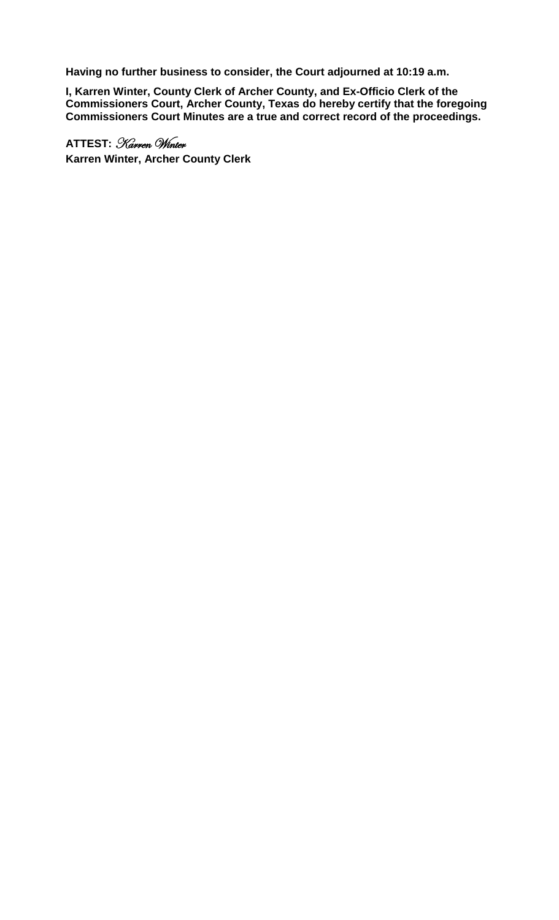**Having no further business to consider, the Court adjourned at 10:19 a.m.**

**I, Karren Winter, County Clerk of Archer County, and Ex-Officio Clerk of the Commissioners Court, Archer County, Texas do hereby certify that the foregoing Commissioners Court Minutes are a true and correct record of the proceedings.**

**ATTEST:** *Karren Winter*
**Karren Winter, Archer County Clerk**